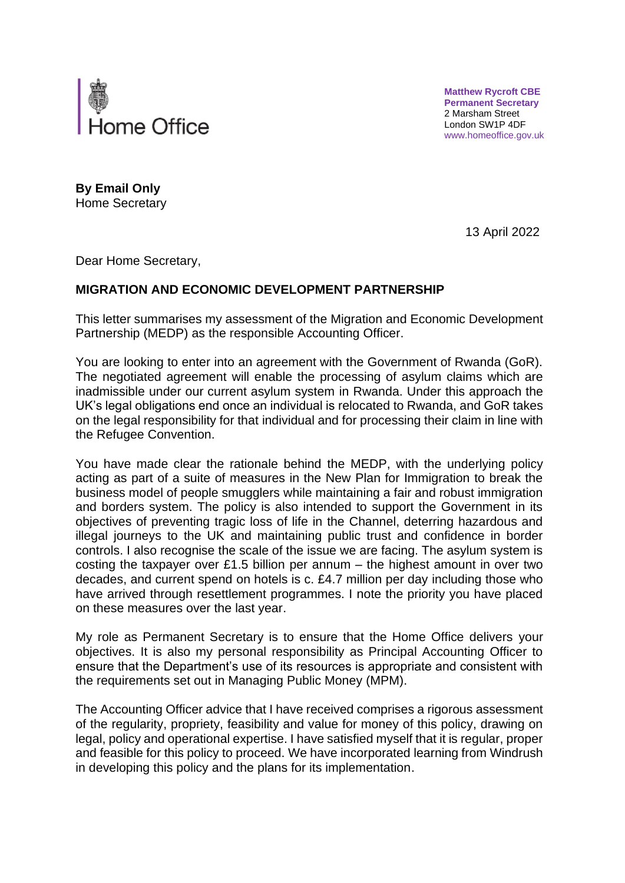Home Office

**Matthew Rycroft CBE**
**Permanent Secretary**
2 Marsham Street
London SW1P 4DF
www.homeoffice.gov.uk

**By Email Only**
Home Secretary

13 April 2022

Dear Home Secretary,

**MIGRATION AND ECONOMIC DEVELOPMENT PARTNERSHIP**

This letter summarises my assessment of the Migration and Economic Development Partnership (MEDP) as the responsible Accounting Officer.

You are looking to enter into an agreement with the Government of Rwanda (GoR). The negotiated agreement will enable the processing of asylum claims which are inadmissible under our current asylum system in Rwanda. Under this approach the UK's legal obligations end once an individual is relocated to Rwanda, and GoR takes on the legal responsibility for that individual and for processing their claim in line with the Refugee Convention.

You have made clear the rationale behind the MEDP, with the underlying policy acting as part of a suite of measures in the New Plan for Immigration to break the business model of people smugglers while maintaining a fair and robust immigration and borders system. The policy is also intended to support the Government in its objectives of preventing tragic loss of life in the Channel, deterring hazardous and illegal journeys to the UK and maintaining public trust and confidence in border controls. I also recognise the scale of the issue we are facing. The asylum system is costing the taxpayer over £1.5 billion per annum – the highest amount in over two decades, and current spend on hotels is c. £4.7 million per day including those who have arrived through resettlement programmes. I note the priority you have placed on these measures over the last year.

My role as Permanent Secretary is to ensure that the Home Office delivers your objectives. It is also my personal responsibility as Principal Accounting Officer to ensure that the Department's use of its resources is appropriate and consistent with the requirements set out in Managing Public Money (MPM).

The Accounting Officer advice that I have received comprises a rigorous assessment of the regularity, propriety, feasibility and value for money of this policy, drawing on legal, policy and operational expertise. I have satisfied myself that it is regular, proper and feasible for this policy to proceed. We have incorporated learning from Windrush in developing this policy and the plans for its implementation.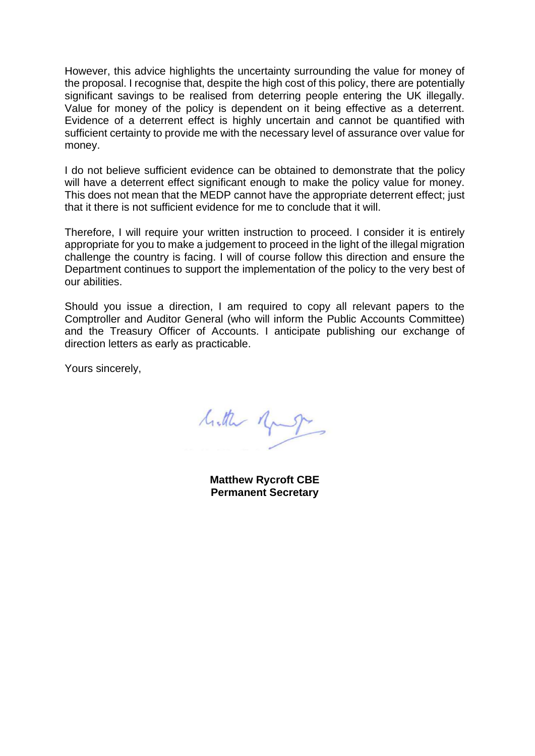However, this advice highlights the uncertainty surrounding the value for money of the proposal. I recognise that, despite the high cost of this policy, there are potentially significant savings to be realised from deterring people entering the UK illegally. Value for money of the policy is dependent on it being effective as a deterrent. Evidence of a deterrent effect is highly uncertain and cannot be quantified with sufficient certainty to provide me with the necessary level of assurance over value for money.

I do not believe sufficient evidence can be obtained to demonstrate that the policy will have a deterrent effect significant enough to make the policy value for money. This does not mean that the MEDP cannot have the appropriate deterrent effect; just that it there is not sufficient evidence for me to conclude that it will.

Therefore, I will require your written instruction to proceed. I consider it is entirely appropriate for you to make a judgement to proceed in the light of the illegal migration challenge the country is facing. I will of course follow this direction and ensure the Department continues to support the implementation of the policy to the very best of our abilities.

Should you issue a direction, I am required to copy all relevant papers to the Comptroller and Auditor General (who will inform the Public Accounts Committee) and the Treasury Officer of Accounts. I anticipate publishing our exchange of direction letters as early as practicable.

Yours sincerely,

**Matthew Rycroft CBE**
**Permanent Secretary**